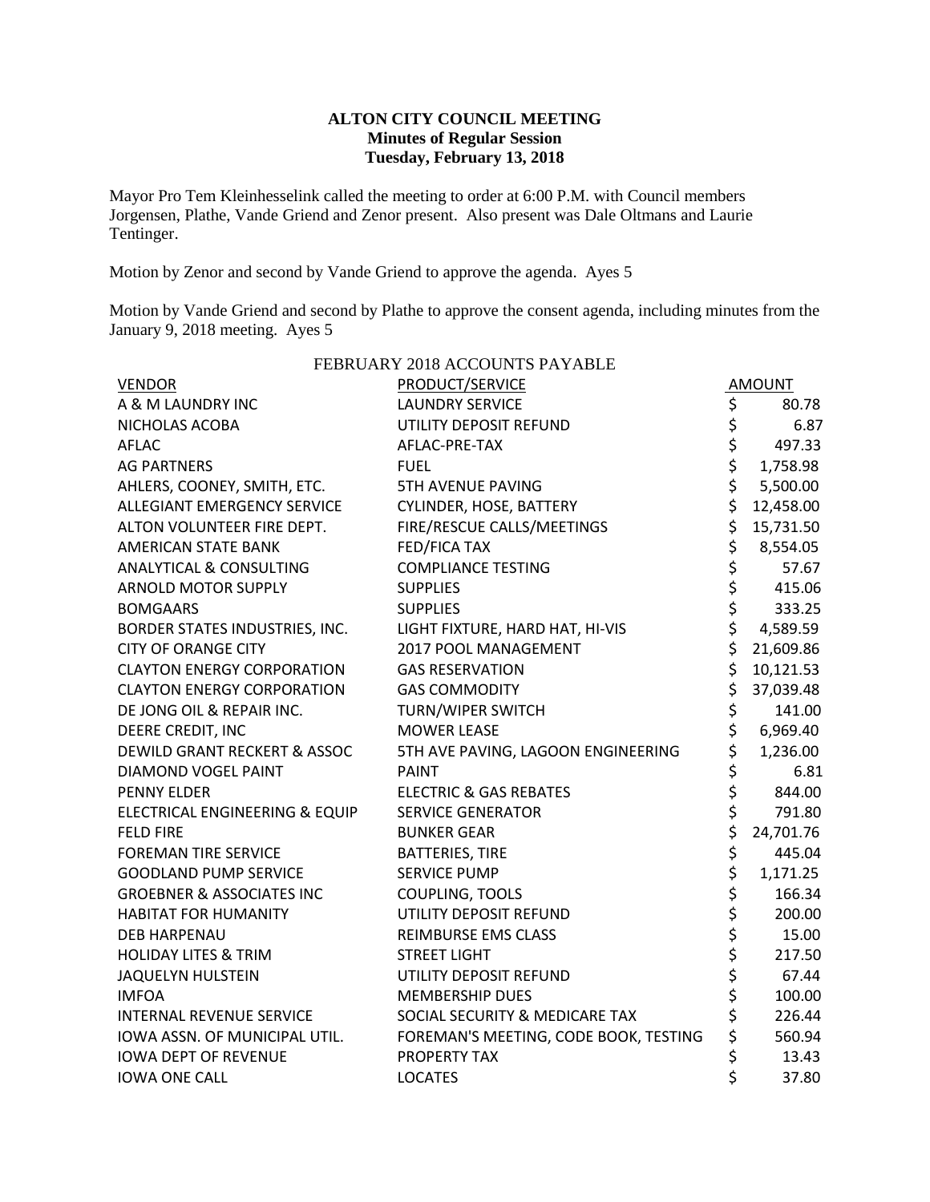# ALTON CITY COUNCIL MEETING
## Minutes of Regular Session
### Tuesday, February 13, 2018

Mayor Pro Tem Kleinhesselink called the meeting to order at 6:00 P.M. with Council members Jorgensen, Plathe, Vande Griend and Zenor present. Also present was Dale Oltmans and Laurie Tentinger.

Motion by Zenor and second by Vande Griend to approve the agenda. Ayes 5

Motion by Vande Griend and second by Plathe to approve the consent agenda, including minutes from the January 9, 2018 meeting. Ayes 5

FEBRUARY 2018 ACCOUNTS PAYABLE

| VENDOR | PRODUCT/SERVICE | AMOUNT |
|---|---|---|
| A & M LAUNDRY INC | LAUNDRY SERVICE | $ 80.78 |
| NICHOLAS ACOBA | UTILITY DEPOSIT REFUND | $ 6.87 |
| AFLAC | AFLAC-PRE-TAX | $ 497.33 |
| AG PARTNERS | FUEL | $ 1,758.98 |
| AHLERS, COONEY, SMITH, ETC. | 5TH AVENUE PAVING | $ 5,500.00 |
| ALLEGIANT EMERGENCY SERVICE | CYLINDER, HOSE, BATTERY | $ 12,458.00 |
| ALTON VOLUNTEER FIRE DEPT. | FIRE/RESCUE CALLS/MEETINGS | $ 15,731.50 |
| AMERICAN STATE BANK | FED/FICA TAX | $ 8,554.05 |
| ANALYTICAL & CONSULTING | COMPLIANCE TESTING | $ 57.67 |
| ARNOLD MOTOR SUPPLY | SUPPLIES | $ 415.06 |
| BOMGAARS | SUPPLIES | $ 333.25 |
| BORDER STATES INDUSTRIES, INC. | LIGHT FIXTURE, HARD HAT, HI-VIS | $ 4,589.59 |
| CITY OF ORANGE CITY | 2017 POOL MANAGEMENT | $ 21,609.86 |
| CLAYTON ENERGY CORPORATION | GAS RESERVATION | $ 10,121.53 |
| CLAYTON ENERGY CORPORATION | GAS COMMODITY | $ 37,039.48 |
| DE JONG OIL & REPAIR INC. | TURN/WIPER SWITCH | $ 141.00 |
| DEERE CREDIT, INC | MOWER LEASE | $ 6,969.40 |
| DEWILD GRANT RECKERT & ASSOC | 5TH AVE PAVING, LAGOON ENGINEERING | $ 1,236.00 |
| DIAMOND VOGEL PAINT | PAINT | $ 6.81 |
| PENNY ELDER | ELECTRIC & GAS REBATES | $ 844.00 |
| ELECTRICAL ENGINEERING & EQUIP | SERVICE GENERATOR | $ 791.80 |
| FELD FIRE | BUNKER GEAR | $ 24,701.76 |
| FOREMAN TIRE SERVICE | BATTERIES, TIRE | $ 445.04 |
| GOODLAND PUMP SERVICE | SERVICE PUMP | $ 1,171.25 |
| GROEBNER & ASSOCIATES INC | COUPLING, TOOLS | $ 166.34 |
| HABITAT FOR HUMANITY | UTILITY DEPOSIT REFUND | $ 200.00 |
| DEB HARPENAU | REIMBURSE EMS CLASS | $ 15.00 |
| HOLIDAY LITES & TRIM | STREET LIGHT | $ 217.50 |
| JAQUELYN HULSTEIN | UTILITY DEPOSIT REFUND | $ 67.44 |
| IMFOA | MEMBERSHIP DUES | $ 100.00 |
| INTERNAL REVENUE SERVICE | SOCIAL SECURITY & MEDICARE TAX | $ 226.44 |
| IOWA ASSN. OF MUNICIPAL UTIL. | FOREMAN'S MEETING, CODE BOOK, TESTING | $ 560.94 |
| IOWA DEPT OF REVENUE | PROPERTY TAX | $ 13.43 |
| IOWA ONE CALL | LOCATES | $ 37.80 |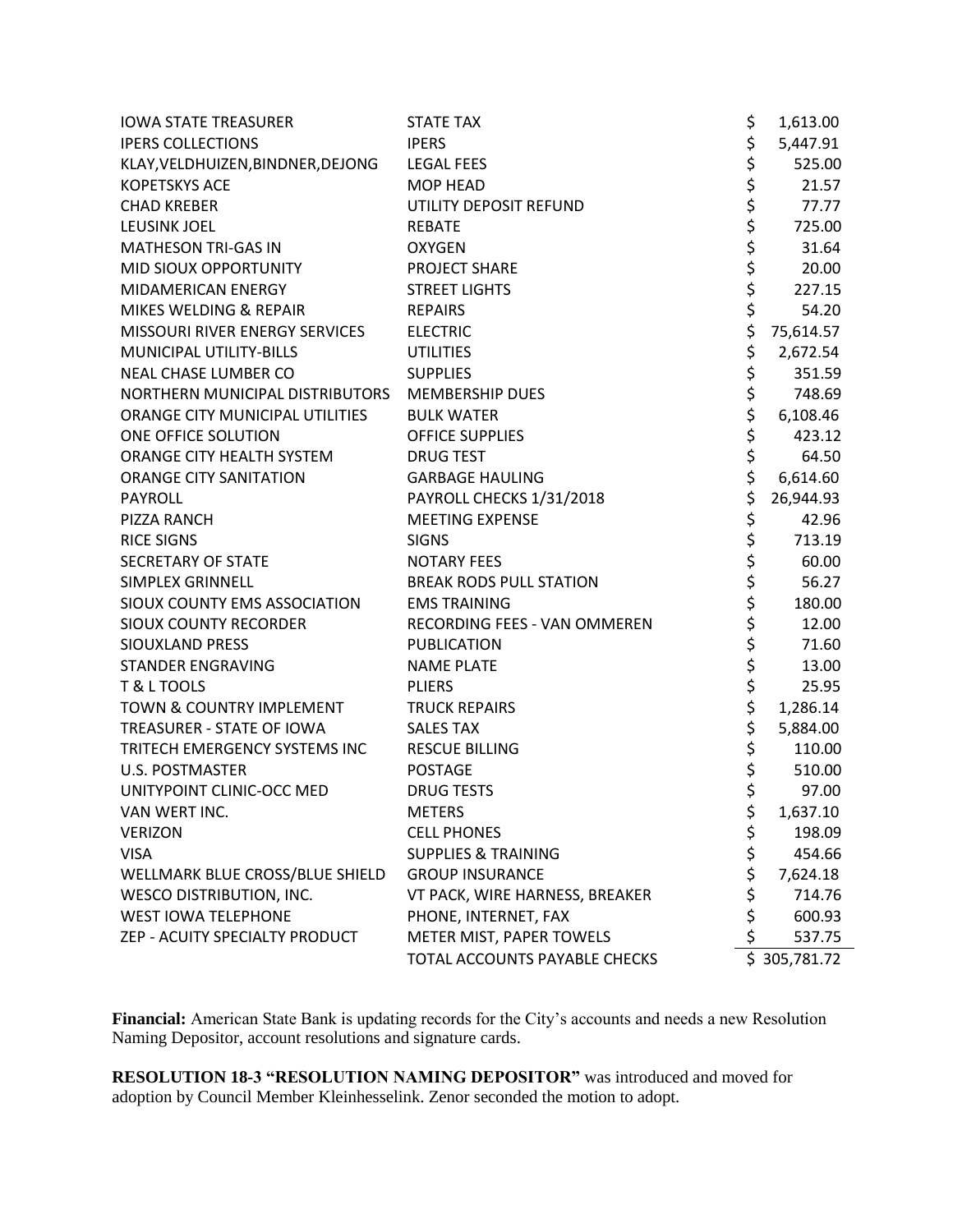| | | |
|---|---|---|
| IOWA STATE TREASURER | STATE TAX | $ 1,613.00 |
| IPERS COLLECTIONS | IPERS | $ 5,447.91 |
| KLAY,VELDHUIZEN,BINDNER,DEJONG | LEGAL FEES | $ 525.00 |
| KOPETSKYS ACE | MOP HEAD | $ 21.57 |
| CHAD KREBER | UTILITY DEPOSIT REFUND | $ 77.77 |
| LEUSINK JOEL | REBATE | $ 725.00 |
| MATHESON TRI-GAS IN | OXYGEN | $ 31.64 |
| MID SIOUX OPPORTUNITY | PROJECT SHARE | $ 20.00 |
| MIDAMERICAN ENERGY | STREET LIGHTS | $ 227.15 |
| MIKES WELDING & REPAIR | REPAIRS | $ 54.20 |
| MISSOURI RIVER ENERGY SERVICES | ELECTRIC | $ 75,614.57 |
| MUNICIPAL UTILITY-BILLS | UTILITIES | $ 2,672.54 |
| NEAL CHASE LUMBER CO | SUPPLIES | $ 351.59 |
| NORTHERN MUNICIPAL DISTRIBUTORS | MEMBERSHIP DUES | $ 748.69 |
| ORANGE CITY MUNICIPAL UTILITIES | BULK WATER | $ 6,108.46 |
| ONE OFFICE SOLUTION | OFFICE SUPPLIES | $ 423.12 |
| ORANGE CITY HEALTH SYSTEM | DRUG TEST | $ 64.50 |
| ORANGE CITY SANITATION | GARBAGE HAULING | $ 6,614.60 |
| PAYROLL | PAYROLL CHECKS 1/31/2018 | $ 26,944.93 |
| PIZZA RANCH | MEETING EXPENSE | $ 42.96 |
| RICE SIGNS | SIGNS | $ 713.19 |
| SECRETARY OF STATE | NOTARY FEES | $ 60.00 |
| SIMPLEX GRINNELL | BREAK RODS PULL STATION | $ 56.27 |
| SIOUX COUNTY EMS ASSOCIATION | EMS TRAINING | $ 180.00 |
| SIOUX COUNTY RECORDER | RECORDING FEES - VAN OMMEREN | $ 12.00 |
| SIOUXLAND PRESS | PUBLICATION | $ 71.60 |
| STANDER ENGRAVING | NAME PLATE | $ 13.00 |
| T & L TOOLS | PLIERS | $ 25.95 |
| TOWN & COUNTRY IMPLEMENT | TRUCK REPAIRS | $ 1,286.14 |
| TREASURER - STATE OF IOWA | SALES TAX | $ 5,884.00 |
| TRITECH EMERGENCY SYSTEMS INC | RESCUE BILLING | $ 110.00 |
| U.S. POSTMASTER | POSTAGE | $ 510.00 |
| UNITYPOINT CLINIC-OCC MED | DRUG TESTS | $ 97.00 |
| VAN WERT INC. | METERS | $ 1,637.10 |
| VERIZON | CELL PHONES | $ 198.09 |
| VISA | SUPPLIES & TRAINING | $ 454.66 |
| WELLMARK BLUE CROSS/BLUE SHIELD | GROUP INSURANCE | $ 7,624.18 |
| WESCO DISTRIBUTION, INC. | VT PACK, WIRE HARNESS, BREAKER | $ 714.76 |
| WEST IOWA TELEPHONE | PHONE, INTERNET, FAX | $ 600.93 |
| ZEP - ACUITY SPECIALTY PRODUCT | METER MIST, PAPER TOWELS | $ 537.75 |
| | TOTAL ACCOUNTS PAYABLE CHECKS | $ 305,781.72 |

**Financial:** American State Bank is updating records for the City's accounts and needs a new Resolution Naming Depositor, account resolutions and signature cards.

**RESOLUTION 18-3 "RESOLUTION NAMING DEPOSITOR"** was introduced and moved for adoption by Council Member Kleinhesselink. Zenor seconded the motion to adopt.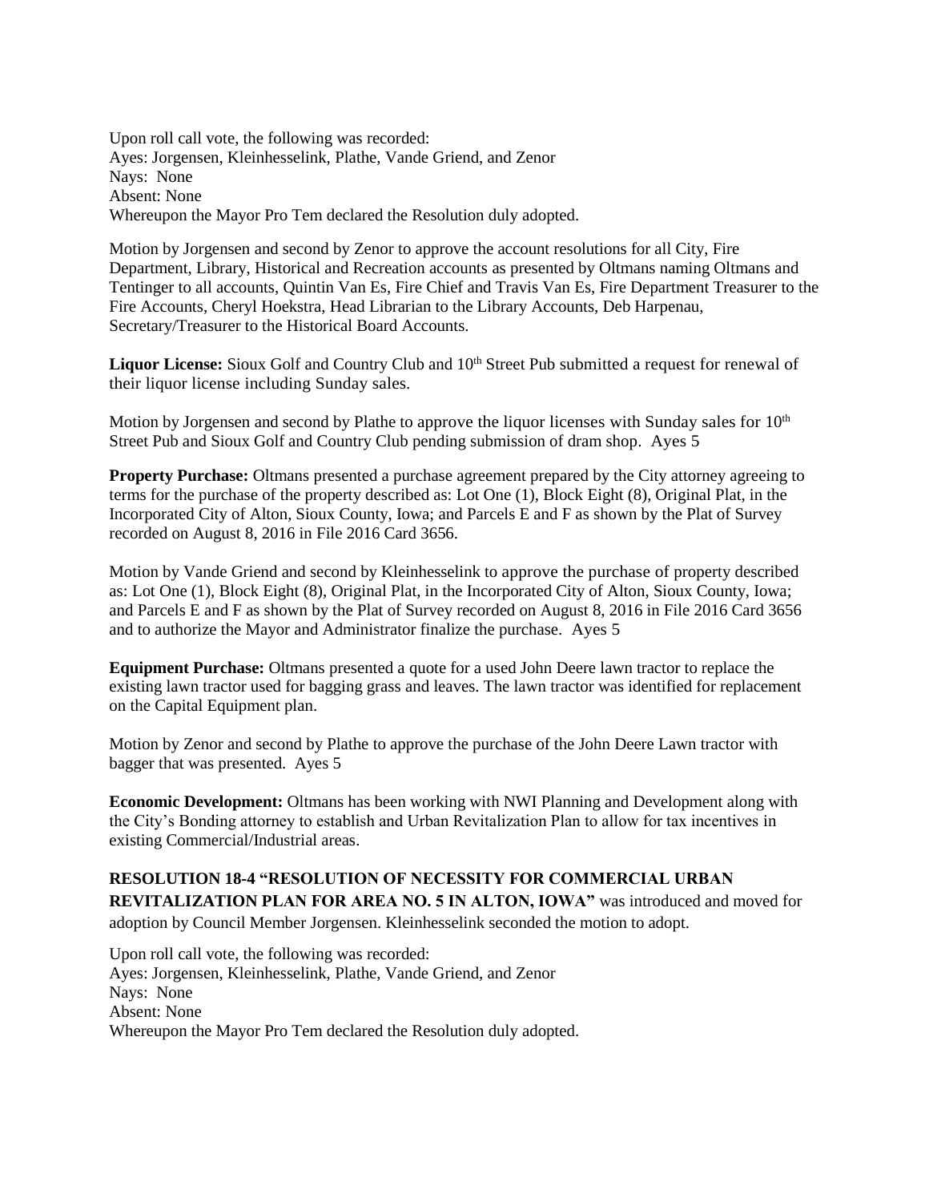Upon roll call vote, the following was recorded:
Ayes: Jorgensen, Kleinhesselink, Plathe, Vande Griend, and Zenor
Nays: None
Absent: None
Whereupon the Mayor Pro Tem declared the Resolution duly adopted.

Motion by Jorgensen and second by Zenor to approve the account resolutions for all City, Fire Department, Library, Historical and Recreation accounts as presented by Oltmans naming Oltmans and Tentinger to all accounts, Quintin Van Es, Fire Chief and Travis Van Es, Fire Department Treasurer to the Fire Accounts, Cheryl Hoekstra, Head Librarian to the Library Accounts, Deb Harpenau, Secretary/Treasurer to the Historical Board Accounts.

**Liquor License:** Sioux Golf and Country Club and 10th Street Pub submitted a request for renewal of their liquor license including Sunday sales.

Motion by Jorgensen and second by Plathe to approve the liquor licenses with Sunday sales for 10th Street Pub and Sioux Golf and Country Club pending submission of dram shop. Ayes 5

**Property Purchase:** Oltmans presented a purchase agreement prepared by the City attorney agreeing to terms for the purchase of the property described as: Lot One (1), Block Eight (8), Original Plat, in the Incorporated City of Alton, Sioux County, Iowa; and Parcels E and F as shown by the Plat of Survey recorded on August 8, 2016 in File 2016 Card 3656.

Motion by Vande Griend and second by Kleinhesselink to approve the purchase of property described as: Lot One (1), Block Eight (8), Original Plat, in the Incorporated City of Alton, Sioux County, Iowa; and Parcels E and F as shown by the Plat of Survey recorded on August 8, 2016 in File 2016 Card 3656 and to authorize the Mayor and Administrator finalize the purchase. Ayes 5

**Equipment Purchase:** Oltmans presented a quote for a used John Deere lawn tractor to replace the existing lawn tractor used for bagging grass and leaves. The lawn tractor was identified for replacement on the Capital Equipment plan.

Motion by Zenor and second by Plathe to approve the purchase of the John Deere Lawn tractor with bagger that was presented. Ayes 5

**Economic Development:** Oltmans has been working with NWI Planning and Development along with the City's Bonding attorney to establish and Urban Revitalization Plan to allow for tax incentives in existing Commercial/Industrial areas.

**RESOLUTION 18-4 "RESOLUTION OF NECESSITY FOR COMMERCIAL URBAN REVITALIZATION PLAN FOR AREA NO. 5 IN ALTON, IOWA"** was introduced and moved for adoption by Council Member Jorgensen. Kleinhesselink seconded the motion to adopt.

Upon roll call vote, the following was recorded:
Ayes: Jorgensen, Kleinhesselink, Plathe, Vande Griend, and Zenor
Nays: None
Absent: None
Whereupon the Mayor Pro Tem declared the Resolution duly adopted.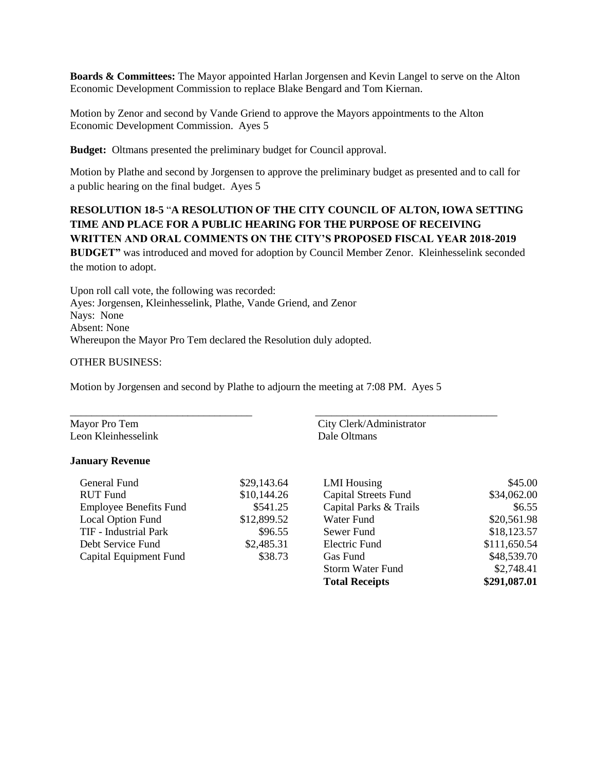**Boards & Committees:** The Mayor appointed Harlan Jorgensen and Kevin Langel to serve on the Alton Economic Development Commission to replace Blake Bengard and Tom Kiernan.

Motion by Zenor and second by Vande Griend to approve the Mayors appointments to the Alton Economic Development Commission. Ayes 5

**Budget:** Oltmans presented the preliminary budget for Council approval.

Motion by Plathe and second by Jorgensen to approve the preliminary budget as presented and to call for a public hearing on the final budget. Ayes 5

**RESOLUTION 18-5** "**A RESOLUTION OF THE CITY COUNCIL OF ALTON, IOWA SETTING TIME AND PLACE FOR A PUBLIC HEARING FOR THE PURPOSE OF RECEIVING WRITTEN AND ORAL COMMENTS ON THE CITY'S PROPOSED FISCAL YEAR 2018-2019 BUDGET"** was introduced and moved for adoption by Council Member Zenor. Kleinhesselink seconded the motion to adopt.

Upon roll call vote, the following was recorded:
Ayes: Jorgensen, Kleinhesselink, Plathe, Vande Griend, and Zenor
Nays: None
Absent: None
Whereupon the Mayor Pro Tem declared the Resolution duly adopted.

OTHER BUSINESS:

Motion by Jorgensen and second by Plathe to adjourn the meeting at 7:08 PM. Ayes 5

__________________________________ __________________________________

Mayor Pro Tem
Leon Kleinhesselink

City Clerk/Administrator
Dale Oltmans

**January Revenue**

| | | | |
|---|---|---|---|
| General Fund | $29,143.64 | LMI Housing | $45.00 |
| RUT Fund | $10,144.26 | Capital Streets Fund | $34,062.00 |
| Employee Benefits Fund | $541.25 | Capital Parks & Trails | $6.55 |
| Local Option Fund | $12,899.52 | Water Fund | $20,561.98 |
| TIF - Industrial Park | $96.55 | Sewer Fund | $18,123.57 |
| Debt Service Fund | $2,485.31 | Electric Fund | $111,650.54 |
| Capital Equipment Fund | $38.73 | Gas Fund | $48,539.70 |
| | | Storm Water Fund | $2,748.41 |
| | | **Total Receipts** | **$291,087.01** |